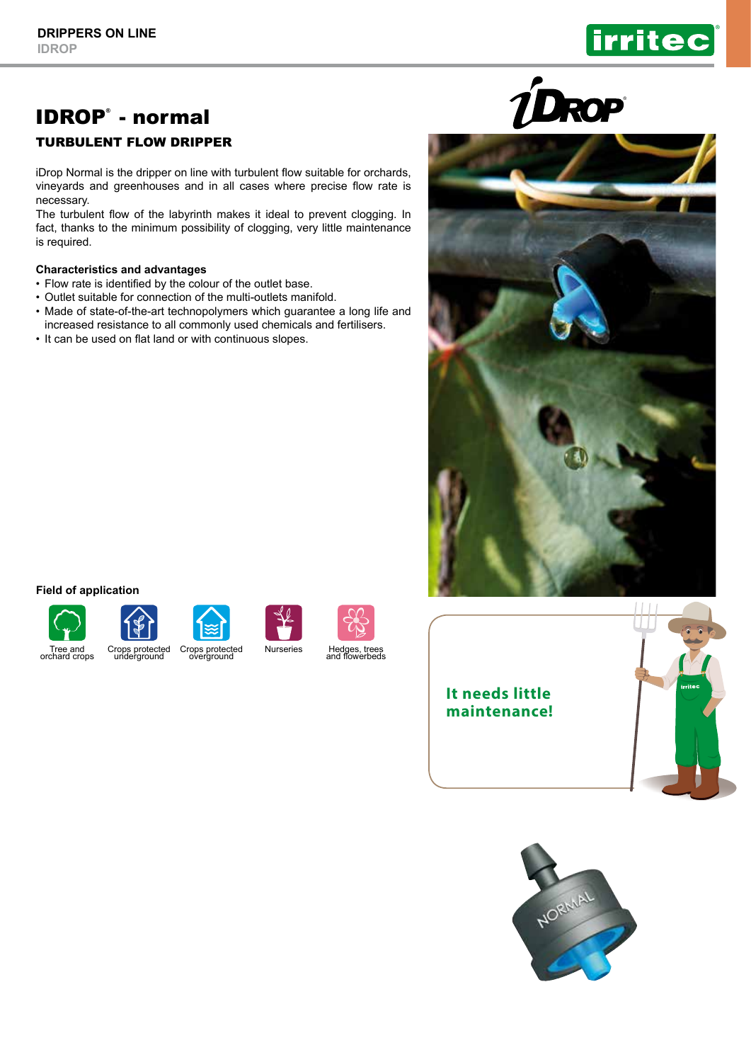# IDROP® - normal

## TURBULENT FLOW DRIPPER

iDrop Normal is the dripper on line with turbulent flow suitable for orchards, vineyards and greenhouses and in all cases where precise flow rate is necessary.

The turbulent flow of the labyrinth makes it ideal to prevent clogging. In fact, thanks to the minimum possibility of clogging, very little maintenance is required.

### Characteristics and advantages

- Flow rate is identified by the colour of the outlet base.
- Outlet suitable for connection of the multi-outlets manifold.
- Made of state-of-the-art technopolymers which guarantee a long life and increased resistance to all commonly used chemicals and fertilisers.
- It can be used on flat land or with continuous slopes.

### Field of application

- Tree and orchard crops
- Crops protected underground
- Crops protected overground
- Nurseries
- Hedges, trees and flowerbeds

**It needs little maintenance!**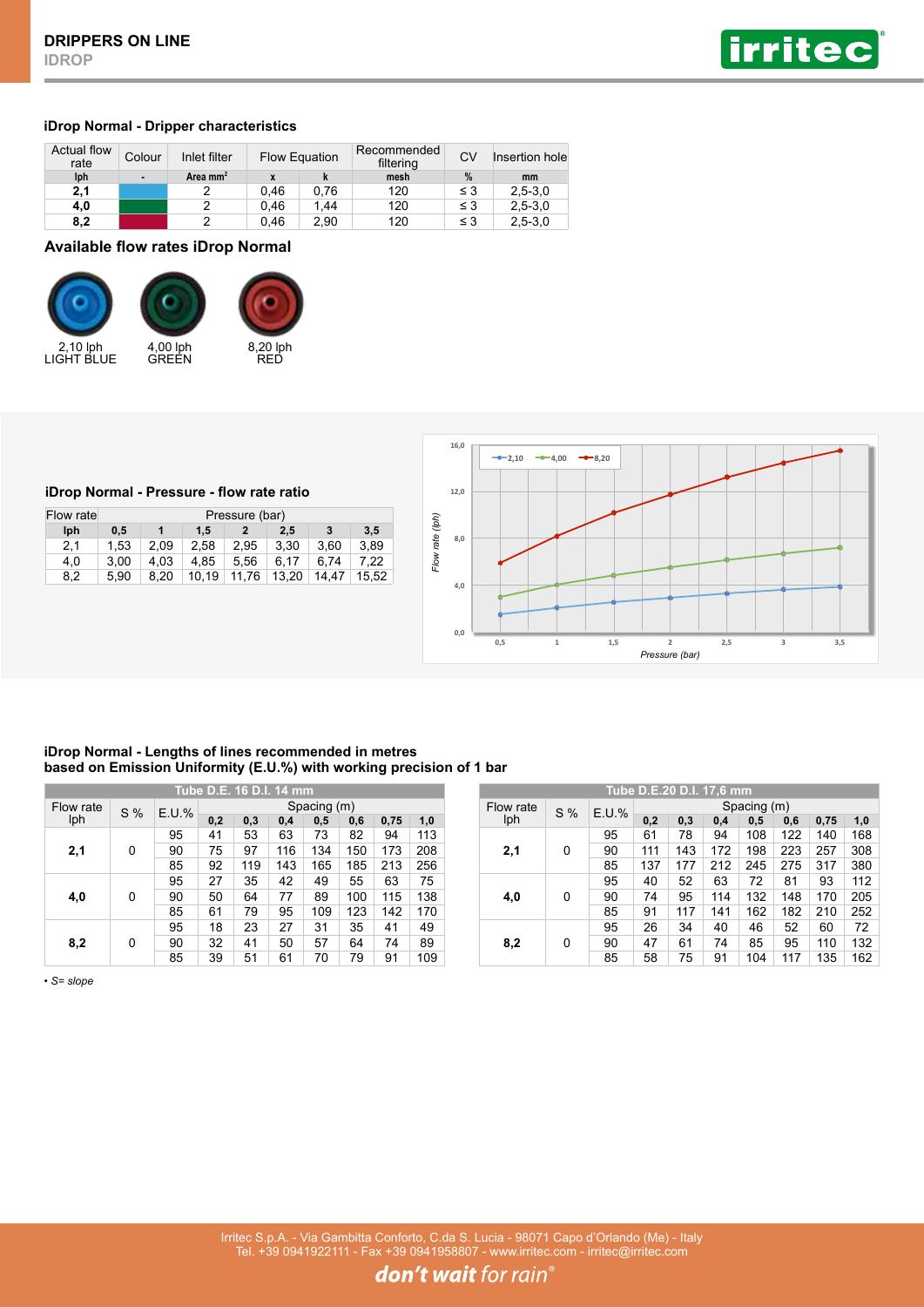# DRIPPERS ON LINE

**IDROP**

### iDrop Normal - Dripper characteristics

| Actual flow rate | Colour | Inlet filter | Flow Equation | | Recommended filtering | CV | Insertion hole |
|---|---|---|---|---|---|---|---|
| lph | - | Area mm² | x | k | mesh | % | mm |
| **2,1** | | 2 | 0,46 | 0,76 | 120 | ≤ 3 | 2,5-3,0 |
| **4,0** | | 2 | 0,46 | 1,44 | 120 | ≤ 3 | 2,5-3,0 |
| **8,2** | | 2 | 0,46 | 2,90 | 120 | ≤ 3 | 2,5-3,0 |

### Available flow rates iDrop Normal

2,10 lph LIGHT BLUE

4,00 lph GREEN

8,20 lph RED

### iDrop Normal - Pressure - flow rate ratio

| Flow rate | Pressure (bar) | | | | | | |
|---|---|---|---|---|---|---|---|
| lph | 0,5 | 1 | 1,5 | 2 | 2,5 | 3 | 3,5 |
| 2,1 | 1,53 | 2,09 | 2,58 | 2,95 | 3,30 | 3,60 | 3,89 |
| 4,0 | 3,00 | 4,03 | 4,85 | 5,56 | 6,17 | 6,74 | 7,22 |
| 8,2 | 5,90 | 8,20 | 10,19 | 11,76 | 13,20 | 14,47 | 15,52 |

2,10 4,00 8,20

Flow rate (lph)

16,0 12,0 8,0 4,0 0,0

0,5 1 1,5 2 2,5 3 3,5

Pressure (bar)

### iDrop Normal - Lengths of lines recommended in metres based on Emission Uniformity (E.U.%) with working precision of 1 bar

**Tube D.E. 16 D.I. 14 mm**

| Flow rate lph | S % | E.U.% | Spacing (m) | | | | | | |
|---|---|---|---|---|---|---|---|---|---|
| | | | 0,2 | 0,3 | 0,4 | 0,5 | 0,6 | 0,75 | 1,0 |
| **2,1** | 0 | 95 | 41 | 53 | 63 | 73 | 82 | 94 | 113 |
| | | 90 | 75 | 97 | 116 | 134 | 150 | 173 | 208 |
| | | 85 | 92 | 119 | 143 | 165 | 185 | 213 | 256 |
| **4,0** | 0 | 95 | 27 | 35 | 42 | 49 | 55 | 63 | 75 |
| | | 90 | 50 | 64 | 77 | 89 | 100 | 115 | 138 |
| | | 85 | 61 | 79 | 95 | 109 | 123 | 142 | 170 |
| **8,2** | 0 | 95 | 18 | 23 | 27 | 31 | 35 | 41 | 49 |
| | | 90 | 32 | 41 | 50 | 57 | 64 | 74 | 89 |
| | | 85 | 39 | 51 | 61 | 70 | 79 | 91 | 109 |

**Tube D.E.20 D.I. 17,6 mm**

| Flow rate lph | S % | E.U.% | Spacing (m) | | | | | | |
|---|---|---|---|---|---|---|---|---|---|
| | | | 0,2 | 0,3 | 0,4 | 0,5 | 0,6 | 0,75 | 1,0 |
| **2,1** | 0 | 95 | 61 | 78 | 94 | 108 | 122 | 140 | 168 |
| | | 90 | 111 | 143 | 172 | 198 | 223 | 257 | 308 |
| | | 85 | 137 | 177 | 212 | 245 | 275 | 317 | 380 |
| **4,0** | 0 | 95 | 40 | 52 | 63 | 72 | 81 | 93 | 112 |
| | | 90 | 74 | 95 | 114 | 132 | 148 | 170 | 205 |
| | | 85 | 91 | 117 | 141 | 162 | 182 | 210 | 252 |
| **8,2** | 0 | 95 | 26 | 34 | 40 | 46 | 52 | 60 | 72 |
| | | 90 | 47 | 61 | 74 | 85 | 95 | 110 | 132 |
| | | 85 | 58 | 75 | 91 | 104 | 117 | 135 | 162 |

*• S= slope*